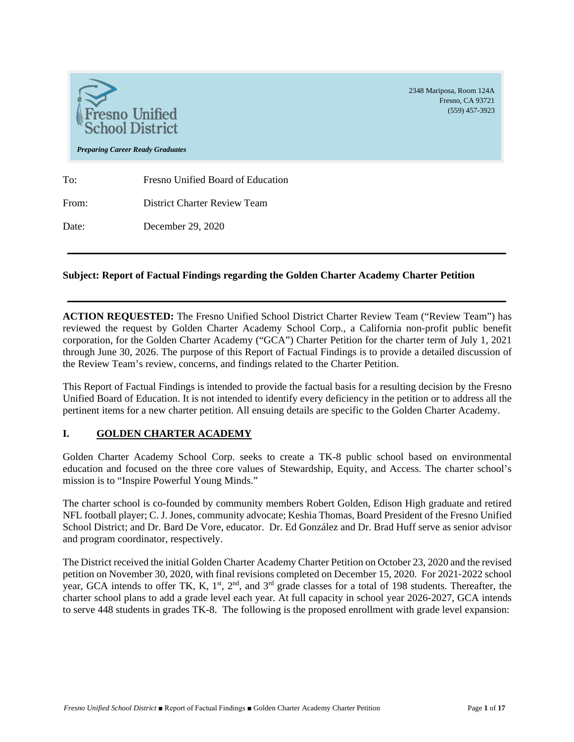Fresno Unified School District

*Preparing Career Ready Graduates*

2348 Mariposa, Room 124A
Fresno, CA 93721
(559) 457-3923

| | |
|---|---|
| To: | Fresno Unified Board of Education |
| From: | District Charter Review Team |
| Date: | December 29, 2020 |

**Subject: Report of Factual Findings regarding the Golden Charter Academy Charter Petition**

**ACTION REQUESTED:** The Fresno Unified School District Charter Review Team ("Review Team") has reviewed the request by Golden Charter Academy School Corp., a California non-profit public benefit corporation, for the Golden Charter Academy ("GCA") Charter Petition for the charter term of July 1, 2021 through June 30, 2026. The purpose of this Report of Factual Findings is to provide a detailed discussion of the Review Team's review, concerns, and findings related to the Charter Petition.

This Report of Factual Findings is intended to provide the factual basis for a resulting decision by the Fresno Unified Board of Education. It is not intended to identify every deficiency in the petition or to address all the pertinent items for a new charter petition. All ensuing details are specific to the Golden Charter Academy.

## I. GOLDEN CHARTER ACADEMY

Golden Charter Academy School Corp. seeks to create a TK-8 public school based on environmental education and focused on the three core values of Stewardship, Equity, and Access. The charter school's mission is to "Inspire Powerful Young Minds."

The charter school is co-founded by community members Robert Golden, Edison High graduate and retired NFL football player; C. J. Jones, community advocate; Keshia Thomas, Board President of the Fresno Unified School District; and Dr. Bard De Vore, educator. Dr. Ed González and Dr. Brad Huff serve as senior advisor and program coordinator, respectively.

The District received the initial Golden Charter Academy Charter Petition on October 23, 2020 and the revised petition on November 30, 2020, with final revisions completed on December 15, 2020. For 2021-2022 school year, GCA intends to offer TK, K, 1st, 2nd, and 3rd grade classes for a total of 198 students. Thereafter, the charter school plans to add a grade level each year. At full capacity in school year 2026-2027, GCA intends to serve 448 students in grades TK-8. The following is the proposed enrollment with grade level expansion: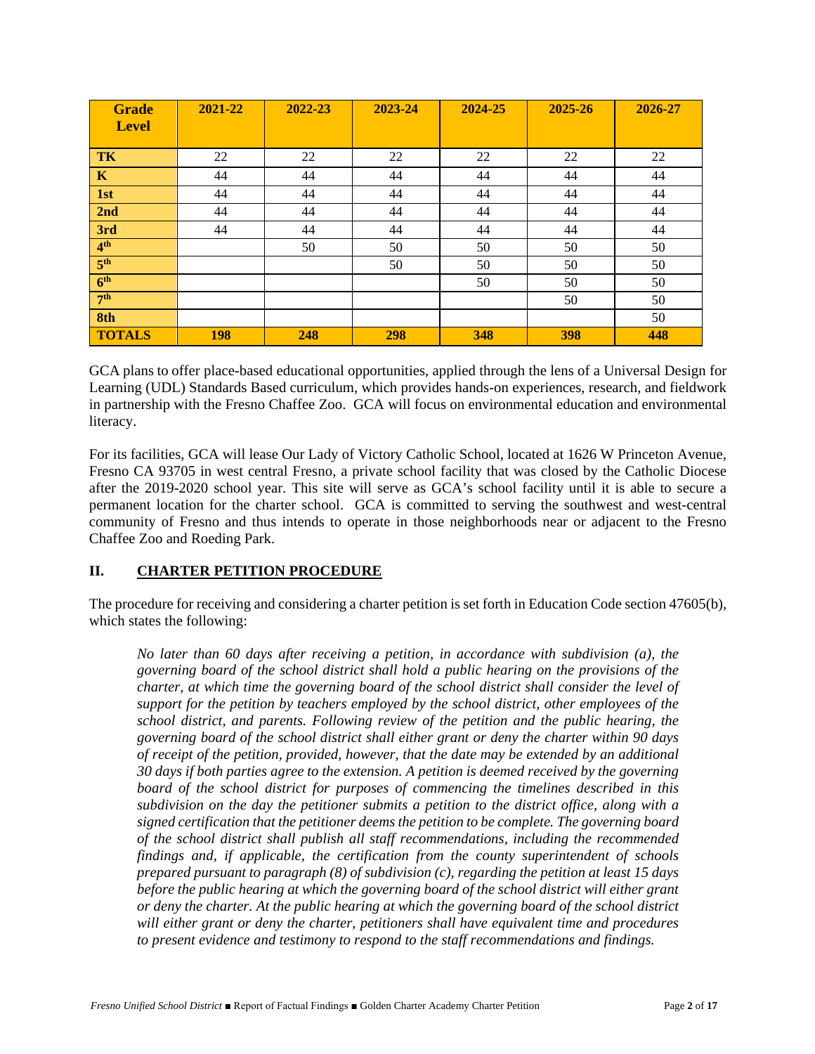| Grade Level | 2021-22 | 2022-23 | 2023-24 | 2024-25 | 2025-26 | 2026-27 |
|---|---|---|---|---|---|---|
| **TK** | 22 | 22 | 22 | 22 | 22 | 22 |
| **K** | 44 | 44 | 44 | 44 | 44 | 44 |
| **1st** | 44 | 44 | 44 | 44 | 44 | 44 |
| **2nd** | 44 | 44 | 44 | 44 | 44 | 44 |
| **3rd** | 44 | 44 | 44 | 44 | 44 | 44 |
| **4th** | | 50 | 50 | 50 | 50 | 50 |
| **5th** | | | 50 | 50 | 50 | 50 |
| **6th** | | | | 50 | 50 | 50 |
| **7th** | | | | | 50 | 50 |
| **8th** | | | | | | 50 |
| **TOTALS** | **198** | **248** | **298** | **348** | **398** | **448** |

GCA plans to offer place-based educational opportunities, applied through the lens of a Universal Design for Learning (UDL) Standards Based curriculum, which provides hands-on experiences, research, and fieldwork in partnership with the Fresno Chaffee Zoo. GCA will focus on environmental education and environmental literacy.

For its facilities, GCA will lease Our Lady of Victory Catholic School, located at 1626 W Princeton Avenue, Fresno CA 93705 in west central Fresno, a private school facility that was closed by the Catholic Diocese after the 2019-2020 school year. This site will serve as GCA's school facility until it is able to secure a permanent location for the charter school. GCA is committed to serving the southwest and west-central community of Fresno and thus intends to operate in those neighborhoods near or adjacent to the Fresno Chaffee Zoo and Roeding Park.

## II. CHARTER PETITION PROCEDURE

The procedure for receiving and considering a charter petition is set forth in Education Code section 47605(b), which states the following:

> *No later than 60 days after receiving a petition, in accordance with subdivision (a), the governing board of the school district shall hold a public hearing on the provisions of the charter, at which time the governing board of the school district shall consider the level of support for the petition by teachers employed by the school district, other employees of the school district, and parents. Following review of the petition and the public hearing, the governing board of the school district shall either grant or deny the charter within 90 days of receipt of the petition, provided, however, that the date may be extended by an additional 30 days if both parties agree to the extension. A petition is deemed received by the governing board of the school district for purposes of commencing the timelines described in this subdivision on the day the petitioner submits a petition to the district office, along with a signed certification that the petitioner deems the petition to be complete. The governing board of the school district shall publish all staff recommendations, including the recommended findings and, if applicable, the certification from the county superintendent of schools prepared pursuant to paragraph (8) of subdivision (c), regarding the petition at least 15 days before the public hearing at which the governing board of the school district will either grant or deny the charter. At the public hearing at which the governing board of the school district will either grant or deny the charter, petitioners shall have equivalent time and procedures to present evidence and testimony to respond to the staff recommendations and findings.*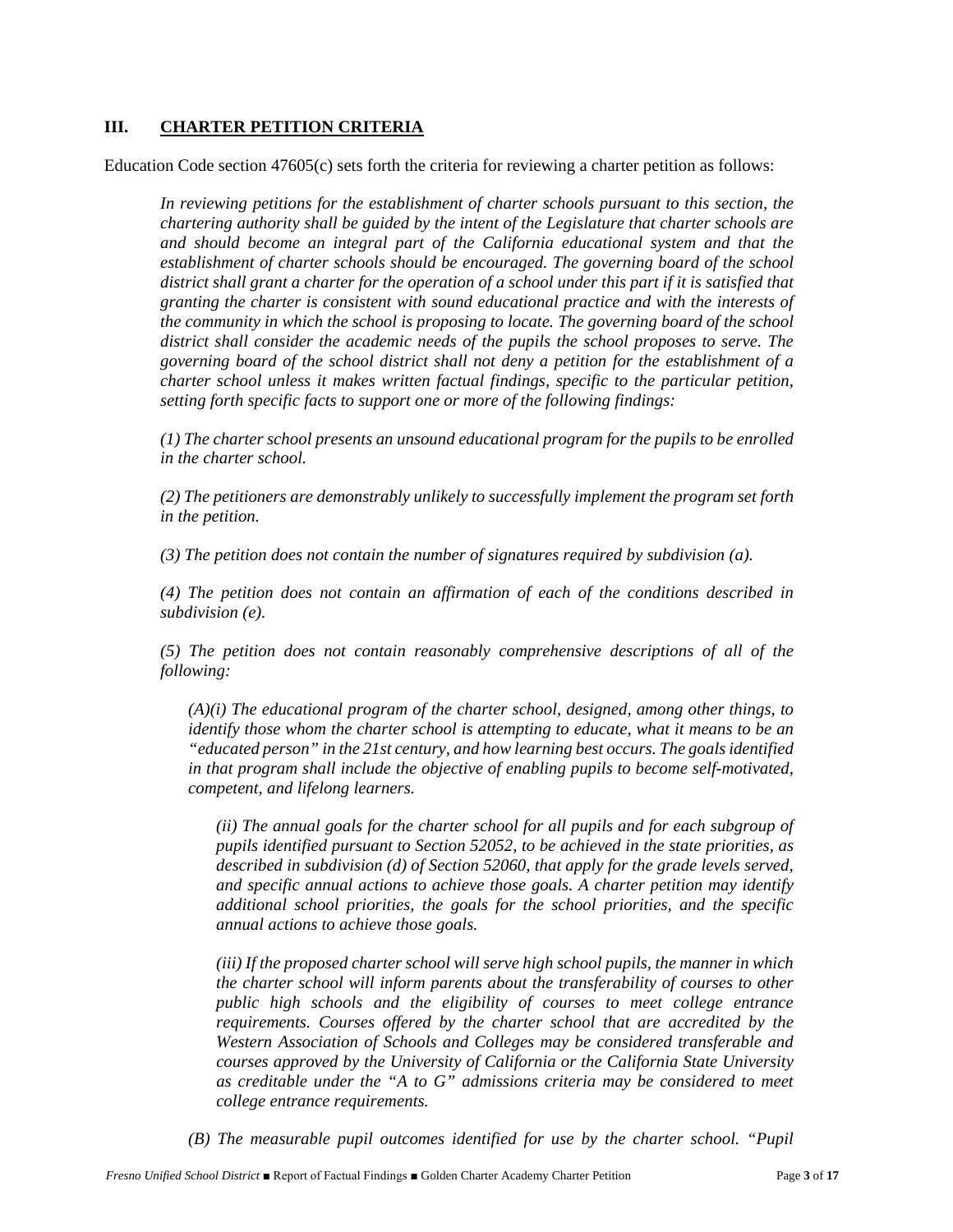## III. CHARTER PETITION CRITERIA

Education Code section 47605(c) sets forth the criteria for reviewing a charter petition as follows:

> *In reviewing petitions for the establishment of charter schools pursuant to this section, the chartering authority shall be guided by the intent of the Legislature that charter schools are and should become an integral part of the California educational system and that the establishment of charter schools should be encouraged. The governing board of the school district shall grant a charter for the operation of a school under this part if it is satisfied that granting the charter is consistent with sound educational practice and with the interests of the community in which the school is proposing to locate. The governing board of the school district shall consider the academic needs of the pupils the school proposes to serve. The governing board of the school district shall not deny a petition for the establishment of a charter school unless it makes written factual findings, specific to the particular petition, setting forth specific facts to support one or more of the following findings:*
>
> *(1) The charter school presents an unsound educational program for the pupils to be enrolled in the charter school.*
>
> *(2) The petitioners are demonstrably unlikely to successfully implement the program set forth in the petition.*
>
> *(3) The petition does not contain the number of signatures required by subdivision (a).*
>
> *(4) The petition does not contain an affirmation of each of the conditions described in subdivision (e).*
>
> *(5) The petition does not contain reasonably comprehensive descriptions of all of the following:*
>
> > *(A)(i) The educational program of the charter school, designed, among other things, to identify those whom the charter school is attempting to educate, what it means to be an "educated person" in the 21st century, and how learning best occurs. The goals identified in that program shall include the objective of enabling pupils to become self-motivated, competent, and lifelong learners.*
> >
> > > *(ii) The annual goals for the charter school for all pupils and for each subgroup of pupils identified pursuant to Section 52052, to be achieved in the state priorities, as described in subdivision (d) of Section 52060, that apply for the grade levels served, and specific annual actions to achieve those goals. A charter petition may identify additional school priorities, the goals for the school priorities, and the specific annual actions to achieve those goals.*
> > >
> > > *(iii) If the proposed charter school will serve high school pupils, the manner in which the charter school will inform parents about the transferability of courses to other public high schools and the eligibility of courses to meet college entrance requirements. Courses offered by the charter school that are accredited by the Western Association of Schools and Colleges may be considered transferable and courses approved by the University of California or the California State University as creditable under the "A to G" admissions criteria may be considered to meet college entrance requirements.*
> >
> > *(B) The measurable pupil outcomes identified for use by the charter school. "Pupil*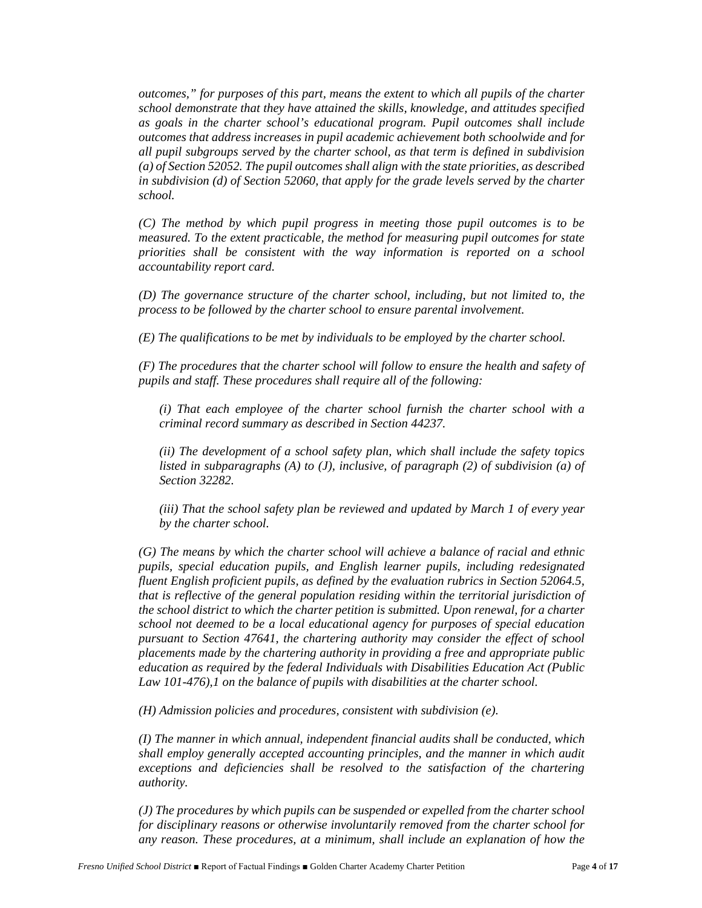*outcomes," for purposes of this part, means the extent to which all pupils of the charter school demonstrate that they have attained the skills, knowledge, and attitudes specified as goals in the charter school's educational program. Pupil outcomes shall include outcomes that address increases in pupil academic achievement both schoolwide and for all pupil subgroups served by the charter school, as that term is defined in subdivision (a) of Section 52052. The pupil outcomes shall align with the state priorities, as described in subdivision (d) of Section 52060, that apply for the grade levels served by the charter school.*

*(C) The method by which pupil progress in meeting those pupil outcomes is to be measured. To the extent practicable, the method for measuring pupil outcomes for state priorities shall be consistent with the way information is reported on a school accountability report card.*

*(D) The governance structure of the charter school, including, but not limited to, the process to be followed by the charter school to ensure parental involvement.*

*(E) The qualifications to be met by individuals to be employed by the charter school.*

*(F) The procedures that the charter school will follow to ensure the health and safety of pupils and staff. These procedures shall require all of the following:*

> *(i) That each employee of the charter school furnish the charter school with a criminal record summary as described in Section 44237.*
>
> *(ii) The development of a school safety plan, which shall include the safety topics listed in subparagraphs (A) to (J), inclusive, of paragraph (2) of subdivision (a) of Section 32282.*
>
> *(iii) That the school safety plan be reviewed and updated by March 1 of every year by the charter school.*

*(G) The means by which the charter school will achieve a balance of racial and ethnic pupils, special education pupils, and English learner pupils, including redesignated fluent English proficient pupils, as defined by the evaluation rubrics in Section 52064.5, that is reflective of the general population residing within the territorial jurisdiction of the school district to which the charter petition is submitted. Upon renewal, for a charter school not deemed to be a local educational agency for purposes of special education pursuant to Section 47641, the chartering authority may consider the effect of school placements made by the chartering authority in providing a free and appropriate public education as required by the federal Individuals with Disabilities Education Act (Public Law 101-476),1 on the balance of pupils with disabilities at the charter school.*

*(H) Admission policies and procedures, consistent with subdivision (e).*

*(I) The manner in which annual, independent financial audits shall be conducted, which shall employ generally accepted accounting principles, and the manner in which audit exceptions and deficiencies shall be resolved to the satisfaction of the chartering authority.*

*(J) The procedures by which pupils can be suspended or expelled from the charter school for disciplinary reasons or otherwise involuntarily removed from the charter school for any reason. These procedures, at a minimum, shall include an explanation of how the*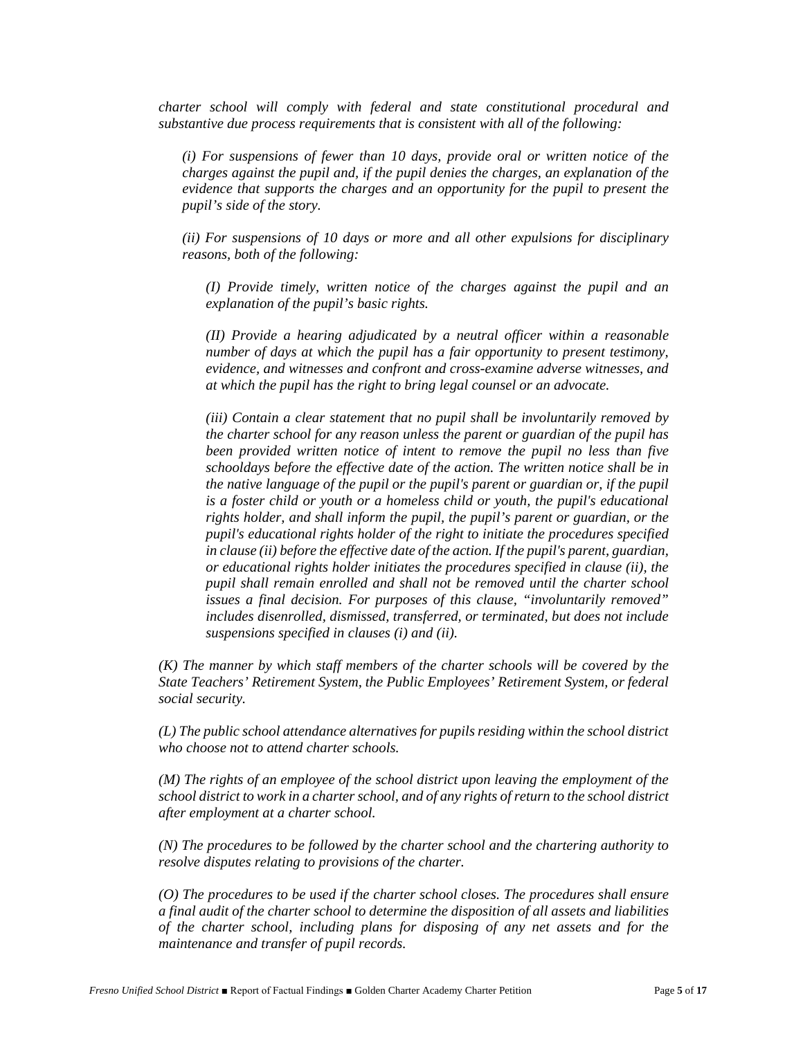*charter school will comply with federal and state constitutional procedural and substantive due process requirements that is consistent with all of the following:*

*(i) For suspensions of fewer than 10 days, provide oral or written notice of the charges against the pupil and, if the pupil denies the charges, an explanation of the evidence that supports the charges and an opportunity for the pupil to present the pupil's side of the story.*

*(ii) For suspensions of 10 days or more and all other expulsions for disciplinary reasons, both of the following:*

*(I) Provide timely, written notice of the charges against the pupil and an explanation of the pupil's basic rights.*

*(II) Provide a hearing adjudicated by a neutral officer within a reasonable number of days at which the pupil has a fair opportunity to present testimony, evidence, and witnesses and confront and cross-examine adverse witnesses, and at which the pupil has the right to bring legal counsel or an advocate.*

*(iii) Contain a clear statement that no pupil shall be involuntarily removed by the charter school for any reason unless the parent or guardian of the pupil has been provided written notice of intent to remove the pupil no less than five schooldays before the effective date of the action. The written notice shall be in the native language of the pupil or the pupil's parent or guardian or, if the pupil is a foster child or youth or a homeless child or youth, the pupil's educational rights holder, and shall inform the pupil, the pupil's parent or guardian, or the pupil's educational rights holder of the right to initiate the procedures specified in clause (ii) before the effective date of the action. If the pupil's parent, guardian, or educational rights holder initiates the procedures specified in clause (ii), the pupil shall remain enrolled and shall not be removed until the charter school issues a final decision. For purposes of this clause, "involuntarily removed" includes disenrolled, dismissed, transferred, or terminated, but does not include suspensions specified in clauses (i) and (ii).*

*(K) The manner by which staff members of the charter schools will be covered by the State Teachers' Retirement System, the Public Employees' Retirement System, or federal social security.*

*(L) The public school attendance alternatives for pupils residing within the school district who choose not to attend charter schools.*

*(M) The rights of an employee of the school district upon leaving the employment of the school district to work in a charter school, and of any rights of return to the school district after employment at a charter school.*

*(N) The procedures to be followed by the charter school and the chartering authority to resolve disputes relating to provisions of the charter.*

*(O) The procedures to be used if the charter school closes. The procedures shall ensure a final audit of the charter school to determine the disposition of all assets and liabilities of the charter school, including plans for disposing of any net assets and for the maintenance and transfer of pupil records.*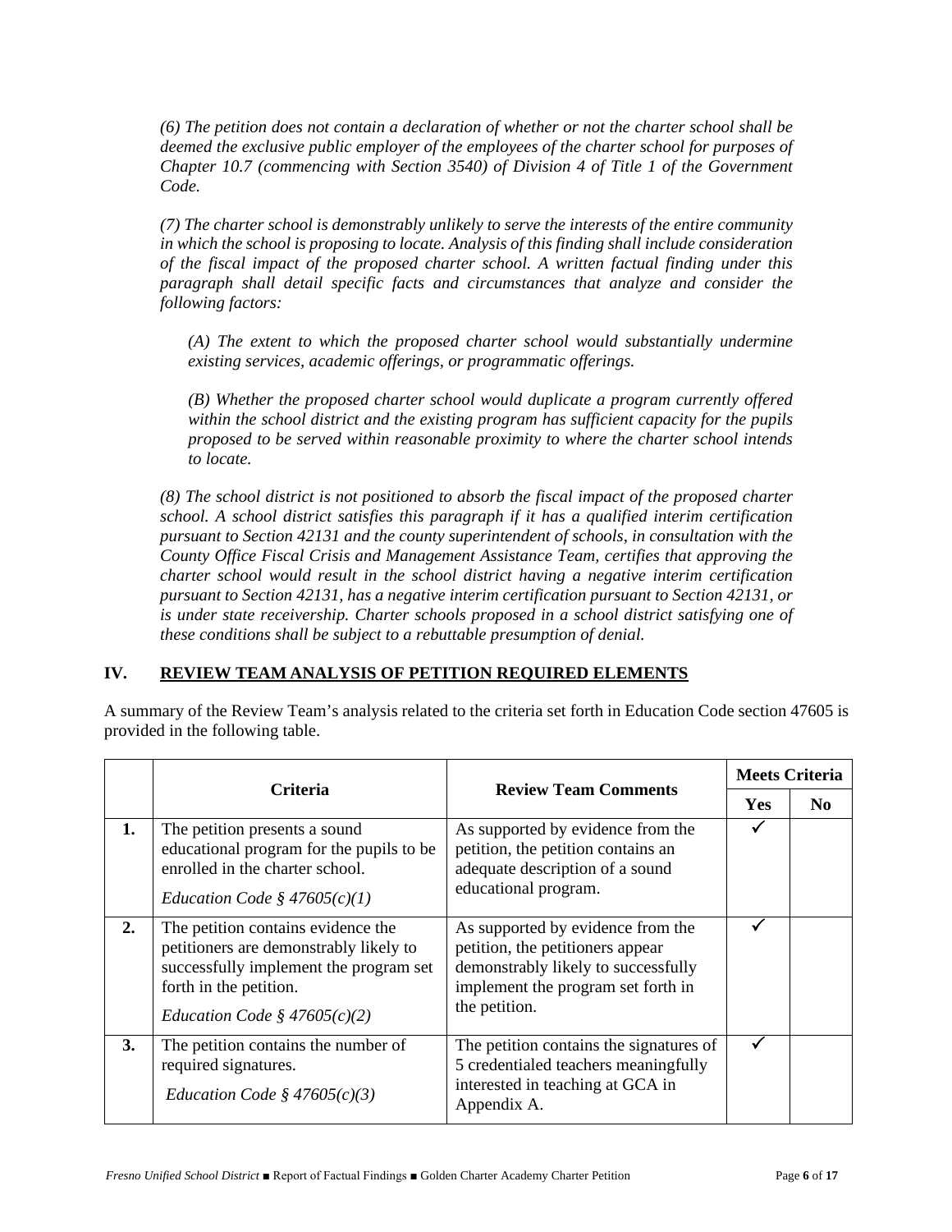*(6) The petition does not contain a declaration of whether or not the charter school shall be deemed the exclusive public employer of the employees of the charter school for purposes of Chapter 10.7 (commencing with Section 3540) of Division 4 of Title 1 of the Government Code.*

*(7) The charter school is demonstrably unlikely to serve the interests of the entire community in which the school is proposing to locate. Analysis of this finding shall include consideration of the fiscal impact of the proposed charter school. A written factual finding under this paragraph shall detail specific facts and circumstances that analyze and consider the following factors:*

> *(A) The extent to which the proposed charter school would substantially undermine existing services, academic offerings, or programmatic offerings.*
>
> *(B) Whether the proposed charter school would duplicate a program currently offered within the school district and the existing program has sufficient capacity for the pupils proposed to be served within reasonable proximity to where the charter school intends to locate.*

*(8) The school district is not positioned to absorb the fiscal impact of the proposed charter school. A school district satisfies this paragraph if it has a qualified interim certification pursuant to Section 42131 and the county superintendent of schools, in consultation with the County Office Fiscal Crisis and Management Assistance Team, certifies that approving the charter school would result in the school district having a negative interim certification pursuant to Section 42131, has a negative interim certification pursuant to Section 42131, or is under state receivership. Charter schools proposed in a school district satisfying one of these conditions shall be subject to a rebuttable presumption of denial.*

## IV. REVIEW TEAM ANALYSIS OF PETITION REQUIRED ELEMENTS

A summary of the Review Team's analysis related to the criteria set forth in Education Code section 47605 is provided in the following table.

| | Criteria | Review Team Comments | Meets Criteria | |
|---|---|---|---|---|
| | | | **Yes** | **No** |
| **1.** | The petition presents a sound educational program for the pupils to be enrolled in the charter school.<br>*Education Code § 47605(c)(1)* | As supported by evidence from the petition, the petition contains an adequate description of a sound educational program. | ✓ | |
| **2.** | The petition contains evidence the petitioners are demonstrably likely to successfully implement the program set forth in the petition.<br>*Education Code § 47605(c)(2)* | As supported by evidence from the petition, the petitioners appear demonstrably likely to successfully implement the program set forth in the petition. | ✓ | |
| **3.** | The petition contains the number of required signatures.<br>*Education Code § 47605(c)(3)* | The petition contains the signatures of 5 credentialed teachers meaningfully interested in teaching at GCA in Appendix A. | ✓ | |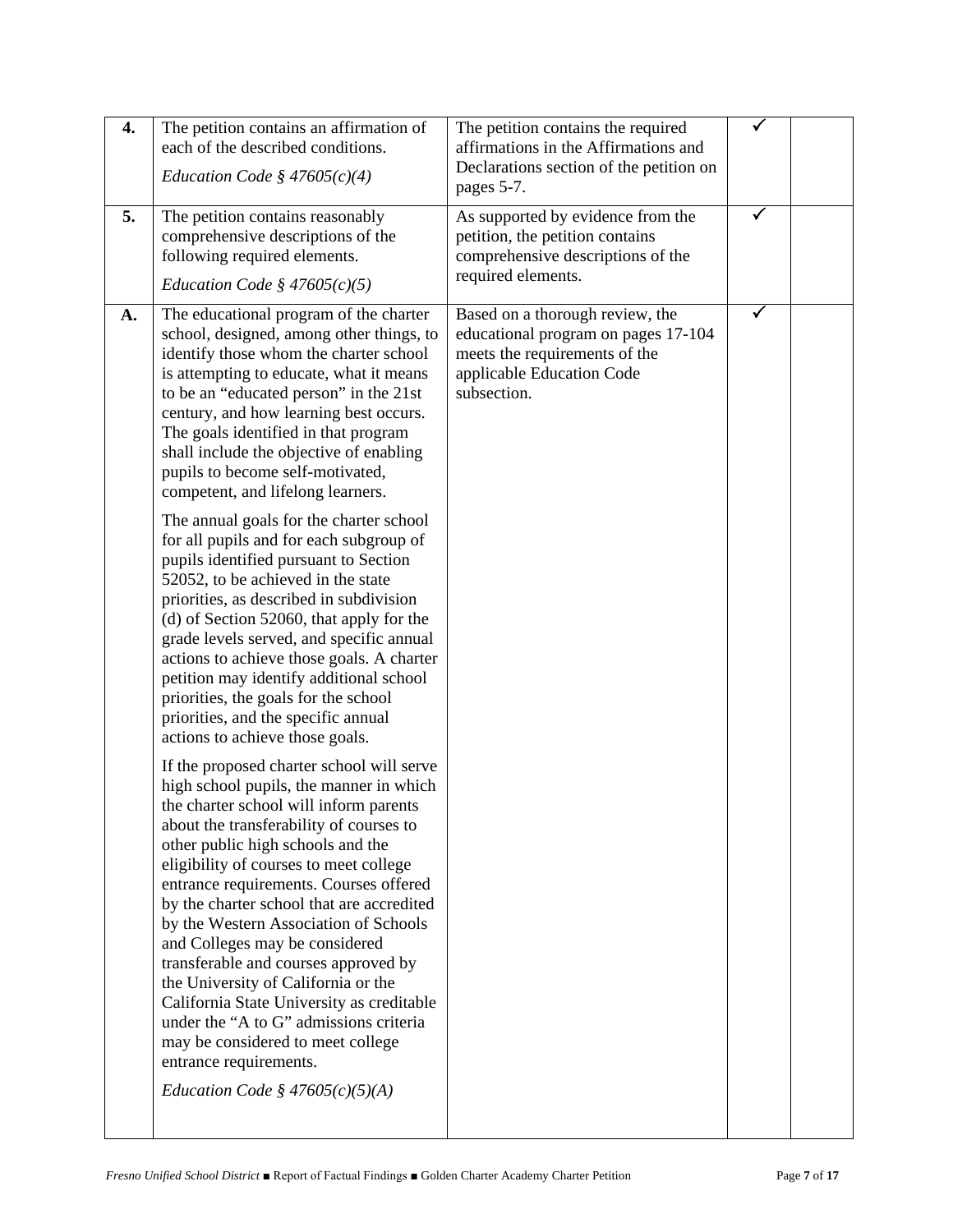| | | | | |
|---|---|---|---|---|
| **4.** | The petition contains an affirmation of each of the described conditions.<br>*Education Code § 47605(c)(4)* | The petition contains the required affirmations in the Affirmations and Declarations section of the petition on pages 5-7. | ✓ | |
| **5.** | The petition contains reasonably comprehensive descriptions of the following required elements.<br>*Education Code § 47605(c)(5)* | As supported by evidence from the petition, the petition contains comprehensive descriptions of the required elements. | ✓ | |
| **A.** | The educational program of the charter school, designed, among other things, to identify those whom the charter school is attempting to educate, what it means to be an "educated person" in the 21st century, and how learning best occurs. The goals identified in that program shall include the objective of enabling pupils to become self-motivated, competent, and lifelong learners.<br><br>The annual goals for the charter school for all pupils and for each subgroup of pupils identified pursuant to Section 52052, to be achieved in the state priorities, as described in subdivision (d) of Section 52060, that apply for the grade levels served, and specific annual actions to achieve those goals. A charter petition may identify additional school priorities, the goals for the school priorities, and the specific annual actions to achieve those goals.<br><br>If the proposed charter school will serve high school pupils, the manner in which the charter school will inform parents about the transferability of courses to other public high schools and the eligibility of courses to meet college entrance requirements. Courses offered by the charter school that are accredited by the Western Association of Schools and Colleges may be considered transferable and courses approved by the University of California or the California State University as creditable under the "A to G" admissions criteria may be considered to meet college entrance requirements.<br><br>*Education Code § 47605(c)(5)(A)* | Based on a thorough review, the educational program on pages 17-104 meets the requirements of the applicable Education Code subsection. | ✓ | |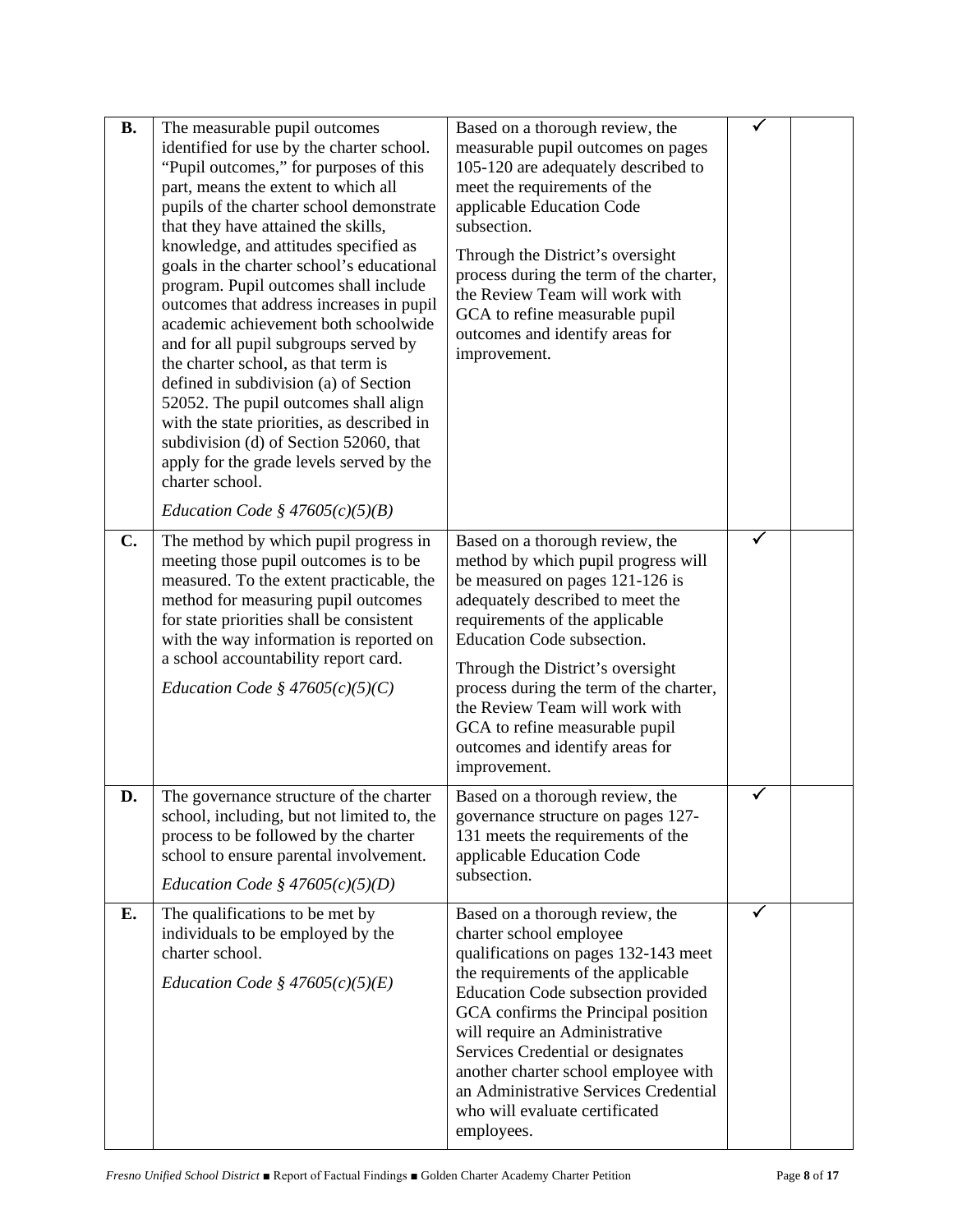| | | | | |
|---|---|---|---|---|
| **B.** | The measurable pupil outcomes identified for use by the charter school. “Pupil outcomes,” for purposes of this part, means the extent to which all pupils of the charter school demonstrate that they have attained the skills, knowledge, and attitudes specified as goals in the charter school’s educational program. Pupil outcomes shall include outcomes that address increases in pupil academic achievement both schoolwide and for all pupil subgroups served by the charter school, as that term is defined in subdivision (a) of Section 52052. The pupil outcomes shall align with the state priorities, as described in subdivision (d) of Section 52060, that apply for the grade levels served by the charter school.<br><br>*Education Code § 47605(c)(5)(B)* | Based on a thorough review, the measurable pupil outcomes on pages 105-120 are adequately described to meet the requirements of the applicable Education Code subsection.<br><br>Through the District’s oversight process during the term of the charter, the Review Team will work with GCA to refine measurable pupil outcomes and identify areas for improvement. | ✓ | |
| **C.** | The method by which pupil progress in meeting those pupil outcomes is to be measured. To the extent practicable, the method for measuring pupil outcomes for state priorities shall be consistent with the way information is reported on a school accountability report card.<br><br>*Education Code § 47605(c)(5)(C)* | Based on a thorough review, the method by which pupil progress will be measured on pages 121-126 is adequately described to meet the requirements of the applicable Education Code subsection.<br><br>Through the District’s oversight process during the term of the charter, the Review Team will work with GCA to refine measurable pupil outcomes and identify areas for improvement. | ✓ | |
| **D.** | The governance structure of the charter school, including, but not limited to, the process to be followed by the charter school to ensure parental involvement.<br><br>*Education Code § 47605(c)(5)(D)* | Based on a thorough review, the governance structure on pages 127-131 meets the requirements of the applicable Education Code subsection. | ✓ | |
| **E.** | The qualifications to be met by individuals to be employed by the charter school.<br><br>*Education Code § 47605(c)(5)(E)* | Based on a thorough review, the charter school employee qualifications on pages 132-143 meet the requirements of the applicable Education Code subsection provided GCA confirms the Principal position will require an Administrative Services Credential or designates another charter school employee with an Administrative Services Credential who will evaluate certificated employees. | ✓ | |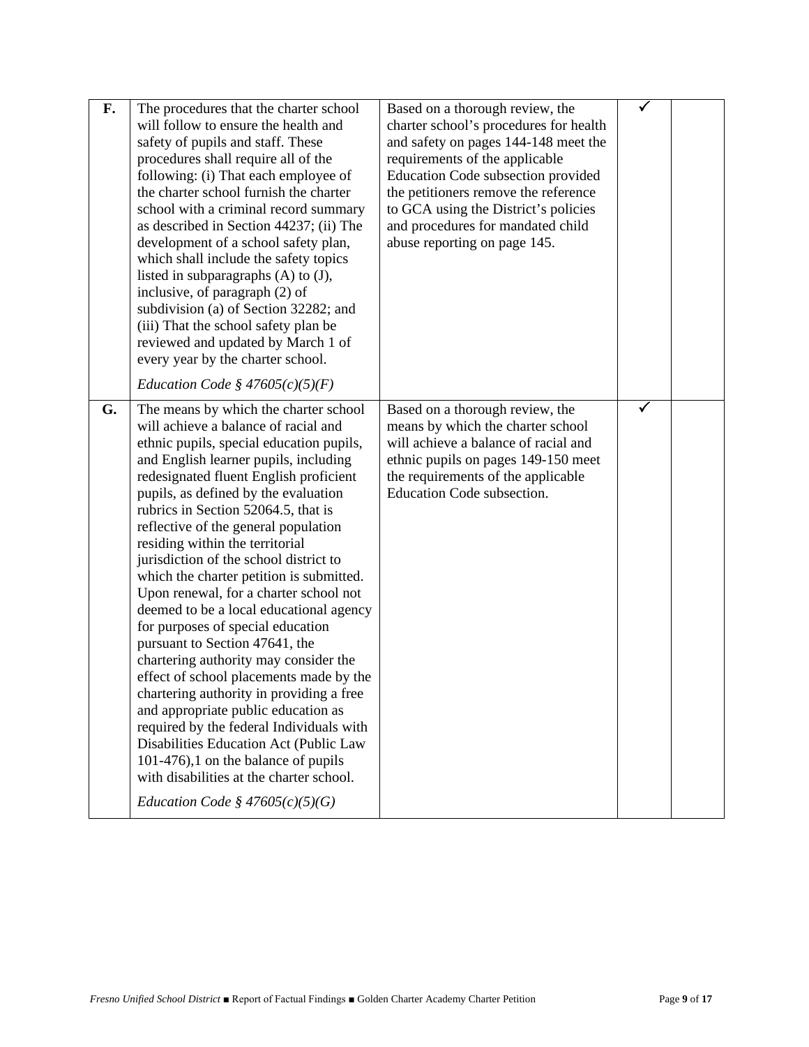| | | | | |
|---|---|---|---|---|
| **F.** | The procedures that the charter school will follow to ensure the health and safety of pupils and staff. These procedures shall require all of the following: (i) That each employee of the charter school furnish the charter school with a criminal record summary as described in Section 44237; (ii) The development of a school safety plan, which shall include the safety topics listed in subparagraphs (A) to (J), inclusive, of paragraph (2) of subdivision (a) of Section 32282; and (iii) That the school safety plan be reviewed and updated by March 1 of every year by the charter school. *Education Code § 47605(c)(5)(F)* | Based on a thorough review, the charter school's procedures for health and safety on pages 144-148 meet the requirements of the applicable Education Code subsection provided the petitioners remove the reference to GCA using the District's policies and procedures for mandated child abuse reporting on page 145. | ✓ | |
| **G.** | The means by which the charter school will achieve a balance of racial and ethnic pupils, special education pupils, and English learner pupils, including redesignated fluent English proficient pupils, as defined by the evaluation rubrics in Section 52064.5, that is reflective of the general population residing within the territorial jurisdiction of the school district to which the charter petition is submitted. Upon renewal, for a charter school not deemed to be a local educational agency for purposes of special education pursuant to Section 47641, the chartering authority may consider the effect of school placements made by the chartering authority in providing a free and appropriate public education as required by the federal Individuals with Disabilities Education Act (Public Law 101-476),1 on the balance of pupils with disabilities at the charter school. *Education Code § 47605(c)(5)(G)* | Based on a thorough review, the means by which the charter school will achieve a balance of racial and ethnic pupils on pages 149-150 meet the requirements of the applicable Education Code subsection. | ✓ | |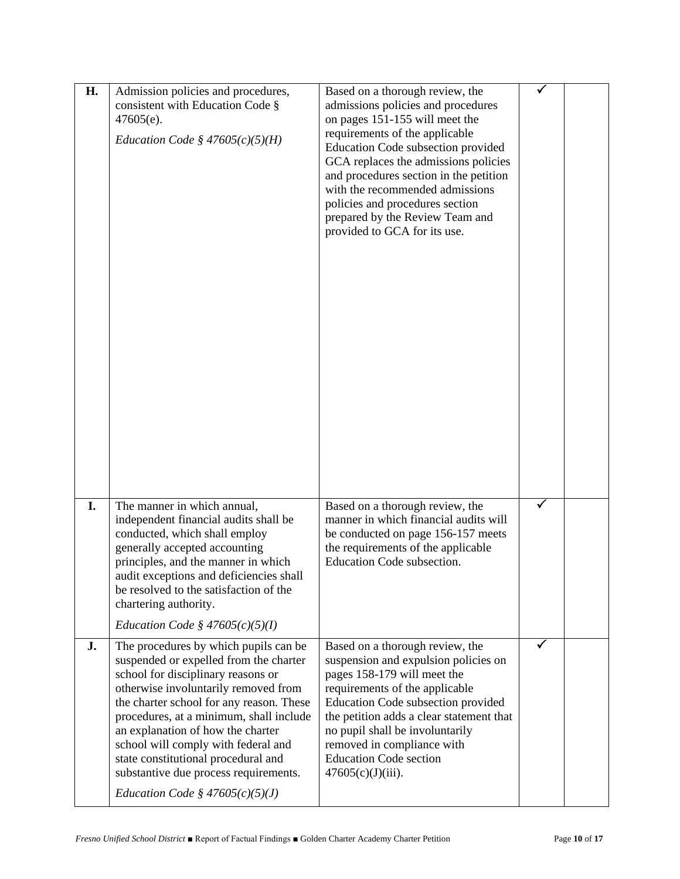| | | | | |
|---|---|---|---|---|
| **H.** | Admission policies and procedures, consistent with Education Code § 47605(e).<br><br>*Education Code § 47605(c)(5)(H)* | Based on a thorough review, the admissions policies and procedures on pages 151-155 will meet the requirements of the applicable Education Code subsection provided GCA replaces the admissions policies and procedures section in the petition with the recommended admissions policies and procedures section prepared by the Review Team and provided to GCA for its use. | ✓ | |
| **I.** | The manner in which annual, independent financial audits shall be conducted, which shall employ generally accepted accounting principles, and the manner in which audit exceptions and deficiencies shall be resolved to the satisfaction of the chartering authority.<br><br>*Education Code § 47605(c)(5)(I)* | Based on a thorough review, the manner in which financial audits will be conducted on page 156-157 meets the requirements of the applicable Education Code subsection. | ✓ | |
| **J.** | The procedures by which pupils can be suspended or expelled from the charter school for disciplinary reasons or otherwise involuntarily removed from the charter school for any reason. These procedures, at a minimum, shall include an explanation of how the charter school will comply with federal and state constitutional procedural and substantive due process requirements.<br><br>*Education Code § 47605(c)(5)(J)* | Based on a thorough review, the suspension and expulsion policies on pages 158-179 will meet the requirements of the applicable Education Code subsection provided the petition adds a clear statement that no pupil shall be involuntarily removed in compliance with Education Code section 47605(c)(J)(iii). | ✓ | |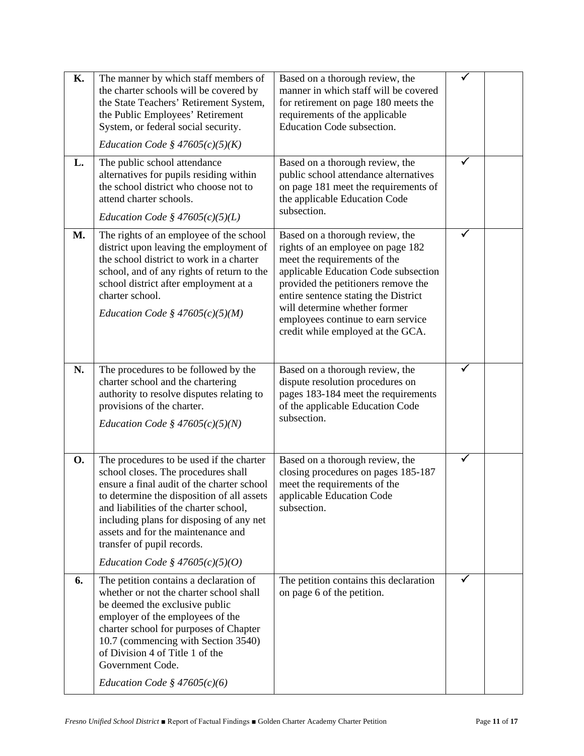| | | | | |
|---|---|---|---|---|
| **K.** | The manner by which staff members of the charter schools will be covered by the State Teachers' Retirement System, the Public Employees' Retirement System, or federal social security. *Education Code § 47605(c)(5)(K)* | Based on a thorough review, the manner in which staff will be covered for retirement on page 180 meets the requirements of the applicable Education Code subsection. | ✓ | |
| **L.** | The public school attendance alternatives for pupils residing within the school district who choose not to attend charter schools. *Education Code § 47605(c)(5)(L)* | Based on a thorough review, the public school attendance alternatives on page 181 meet the requirements of the applicable Education Code subsection. | ✓ | |
| **M.** | The rights of an employee of the school district upon leaving the employment of the school district to work in a charter school, and of any rights of return to the school district after employment at a charter school. *Education Code § 47605(c)(5)(M)* | Based on a thorough review, the rights of an employee on page 182 meet the requirements of the applicable Education Code subsection provided the petitioners remove the entire sentence stating the District will determine whether former employees continue to earn service credit while employed at the GCA. | ✓ | |
| **N.** | The procedures to be followed by the charter school and the chartering authority to resolve disputes relating to provisions of the charter. *Education Code § 47605(c)(5)(N)* | Based on a thorough review, the dispute resolution procedures on pages 183-184 meet the requirements of the applicable Education Code subsection. | ✓ | |
| **O.** | The procedures to be used if the charter school closes. The procedures shall ensure a final audit of the charter school to determine the disposition of all assets and liabilities of the charter school, including plans for disposing of any net assets and for the maintenance and transfer of pupil records. *Education Code § 47605(c)(5)(O)* | Based on a thorough review, the closing procedures on pages 185-187 meet the requirements of the applicable Education Code subsection. | ✓ | |
| **6.** | The petition contains a declaration of whether or not the charter school shall be deemed the exclusive public employer of the employees of the charter school for purposes of Chapter 10.7 (commencing with Section 3540) of Division 4 of Title 1 of the Government Code. *Education Code § 47605(c)(6)* | The petition contains this declaration on page 6 of the petition. | ✓ | |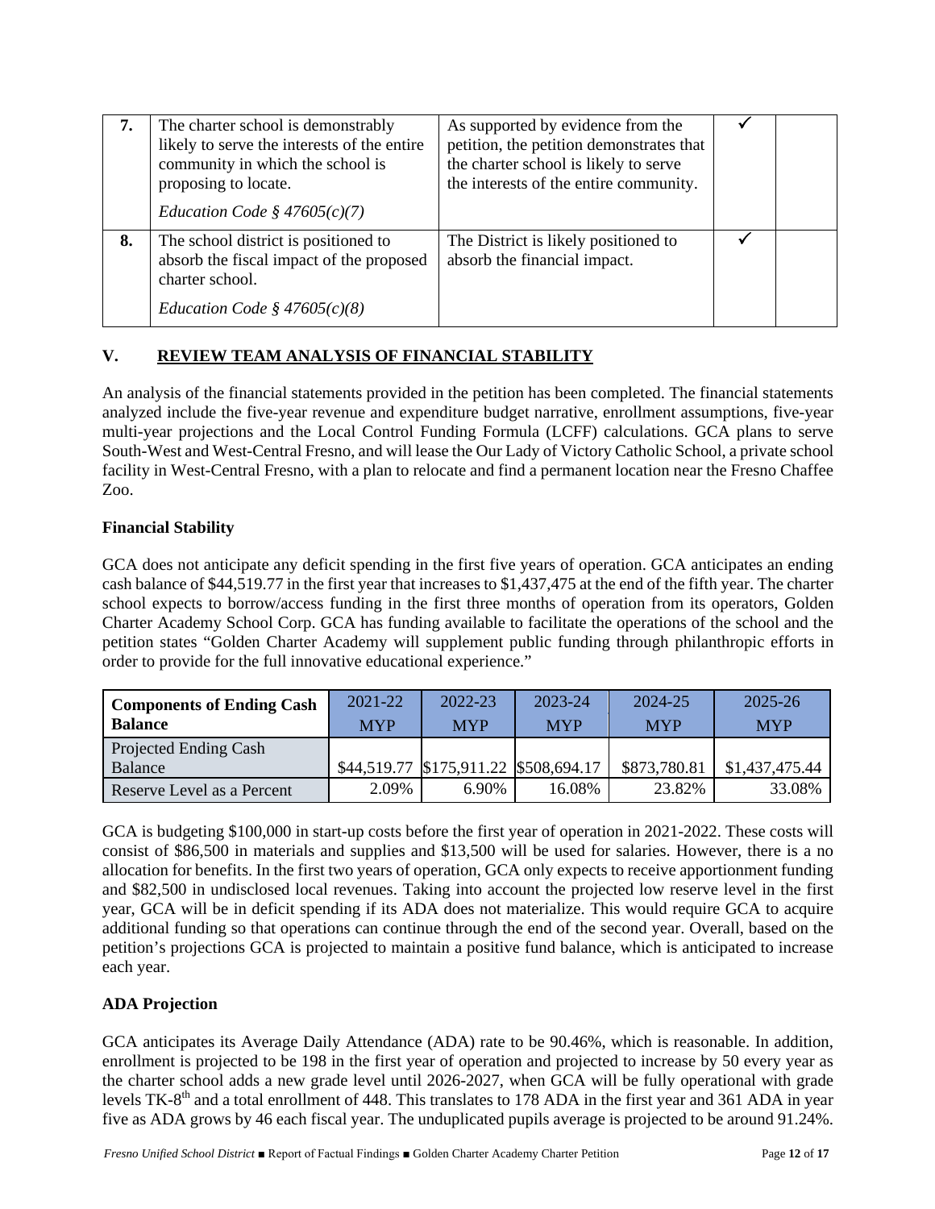| 7. | The charter school is demonstrably likely to serve the interests of the entire community in which the school is proposing to locate.<br><br>*Education Code § 47605(c)(7)* | As supported by evidence from the petition, the petition demonstrates that the charter school is likely to serve the interests of the entire community. | ✓ | |
|---|---|---|---|---|
| 8. | The school district is positioned to absorb the fiscal impact of the proposed charter school.<br><br>*Education Code § 47605(c)(8)* | The District is likely positioned to absorb the financial impact. | ✓ | |

## V. REVIEW TEAM ANALYSIS OF FINANCIAL STABILITY

An analysis of the financial statements provided in the petition has been completed. The financial statements analyzed include the five-year revenue and expenditure budget narrative, enrollment assumptions, five-year multi-year projections and the Local Control Funding Formula (LCFF) calculations. GCA plans to serve South-West and West-Central Fresno, and will lease the Our Lady of Victory Catholic School, a private school facility in West-Central Fresno, with a plan to relocate and find a permanent location near the Fresno Chaffee Zoo.

### Financial Stability

GCA does not anticipate any deficit spending in the first five years of operation. GCA anticipates an ending cash balance of $44,519.77 in the first year that increases to $1,437,475 at the end of the fifth year. The charter school expects to borrow/access funding in the first three months of operation from its operators, Golden Charter Academy School Corp. GCA has funding available to facilitate the operations of the school and the petition states "Golden Charter Academy will supplement public funding through philanthropic efforts in order to provide for the full innovative educational experience."

| Components of Ending Cash Balance | 2021-22 MYP | 2022-23 MYP | 2023-24 MYP | 2024-25 MYP | 2025-26 MYP |
|---|---|---|---|---|---|
| Projected Ending Cash Balance | $44,519.77 | $175,911.22 | $508,694.17 | $873,780.81 | $1,437,475.44 |
| Reserve Level as a Percent | 2.09% | 6.90% | 16.08% | 23.82% | 33.08% |

GCA is budgeting $100,000 in start-up costs before the first year of operation in 2021-2022. These costs will consist of $86,500 in materials and supplies and $13,500 will be used for salaries. However, there is a no allocation for benefits. In the first two years of operation, GCA only expects to receive apportionment funding and $82,500 in undisclosed local revenues. Taking into account the projected low reserve level in the first year, GCA will be in deficit spending if its ADA does not materialize. This would require GCA to acquire additional funding so that operations can continue through the end of the second year. Overall, based on the petition's projections GCA is projected to maintain a positive fund balance, which is anticipated to increase each year.

### ADA Projection

GCA anticipates its Average Daily Attendance (ADA) rate to be 90.46%, which is reasonable. In addition, enrollment is projected to be 198 in the first year of operation and projected to increase by 50 every year as the charter school adds a new grade level until 2026-2027, when GCA will be fully operational with grade levels TK-8th and a total enrollment of 448. This translates to 178 ADA in the first year and 361 ADA in year five as ADA grows by 46 each fiscal year. The unduplicated pupils average is projected to be around 91.24%.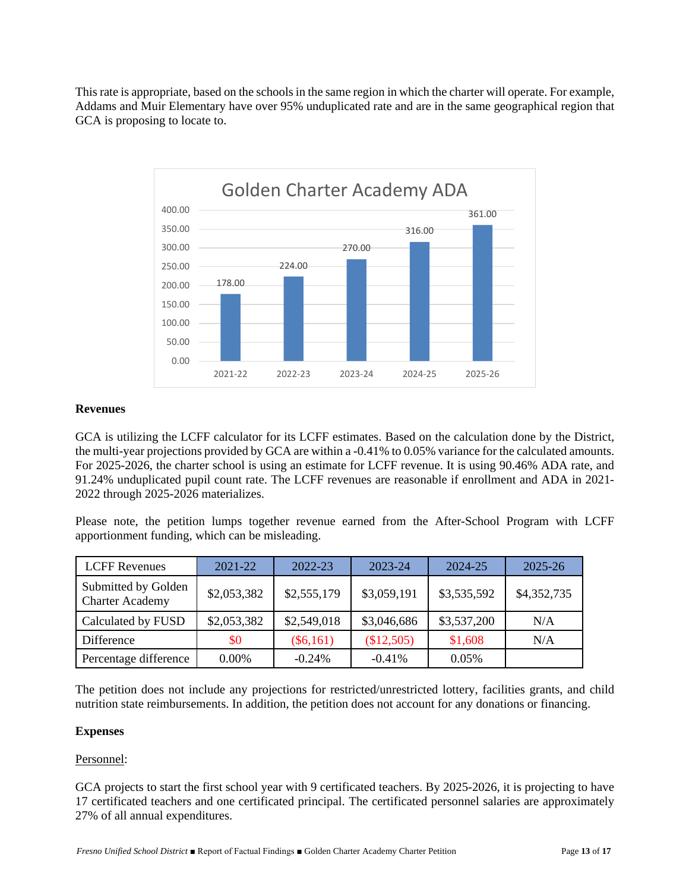This rate is appropriate, based on the schools in the same region in which the charter will operate. For example, Addams and Muir Elementary have over 95% unduplicated rate and are in the same geographical region that GCA is proposing to locate to.

**Golden Charter Academy ADA**

| Year | ADA |
|---|---|
| 2021-22 | 178.00 |
| 2022-23 | 224.00 |
| 2023-24 | 270.00 |
| 2024-25 | 316.00 |
| 2025-26 | 361.00 |

**Revenues**

GCA is utilizing the LCFF calculator for its LCFF estimates. Based on the calculation done by the District, the multi-year projections provided by GCA are within a -0.41% to 0.05% variance for the calculated amounts. For 2025-2026, the charter school is using an estimate for LCFF revenue. It is using 90.46% ADA rate, and 91.24% unduplicated pupil count rate. The LCFF revenues are reasonable if enrollment and ADA in 2021-2022 through 2025-2026 materializes.

Please note, the petition lumps together revenue earned from the After-School Program with LCFF apportionment funding, which can be misleading.

| LCFF Revenues | 2021-22 | 2022-23 | 2023-24 | 2024-25 | 2025-26 |
|---|---|---|---|---|---|
| Submitted by Golden Charter Academy | $2,053,382 | $2,555,179 | $3,059,191 | $3,535,592 | $4,352,735 |
| Calculated by FUSD | $2,053,382 | $2,549,018 | $3,046,686 | $3,537,200 | N/A |
| Difference | $0 | ($6,161) | ($12,505) | $1,608 | N/A |
| Percentage difference | 0.00% | -0.24% | -0.41% | 0.05% | |

The petition does not include any projections for restricted/unrestricted lottery, facilities grants, and child nutrition state reimbursements. In addition, the petition does not account for any donations or financing.

**Expenses**

Personnel:

GCA projects to start the first school year with 9 certificated teachers. By 2025-2026, it is projecting to have 17 certificated teachers and one certificated principal. The certificated personnel salaries are approximately 27% of all annual expenditures.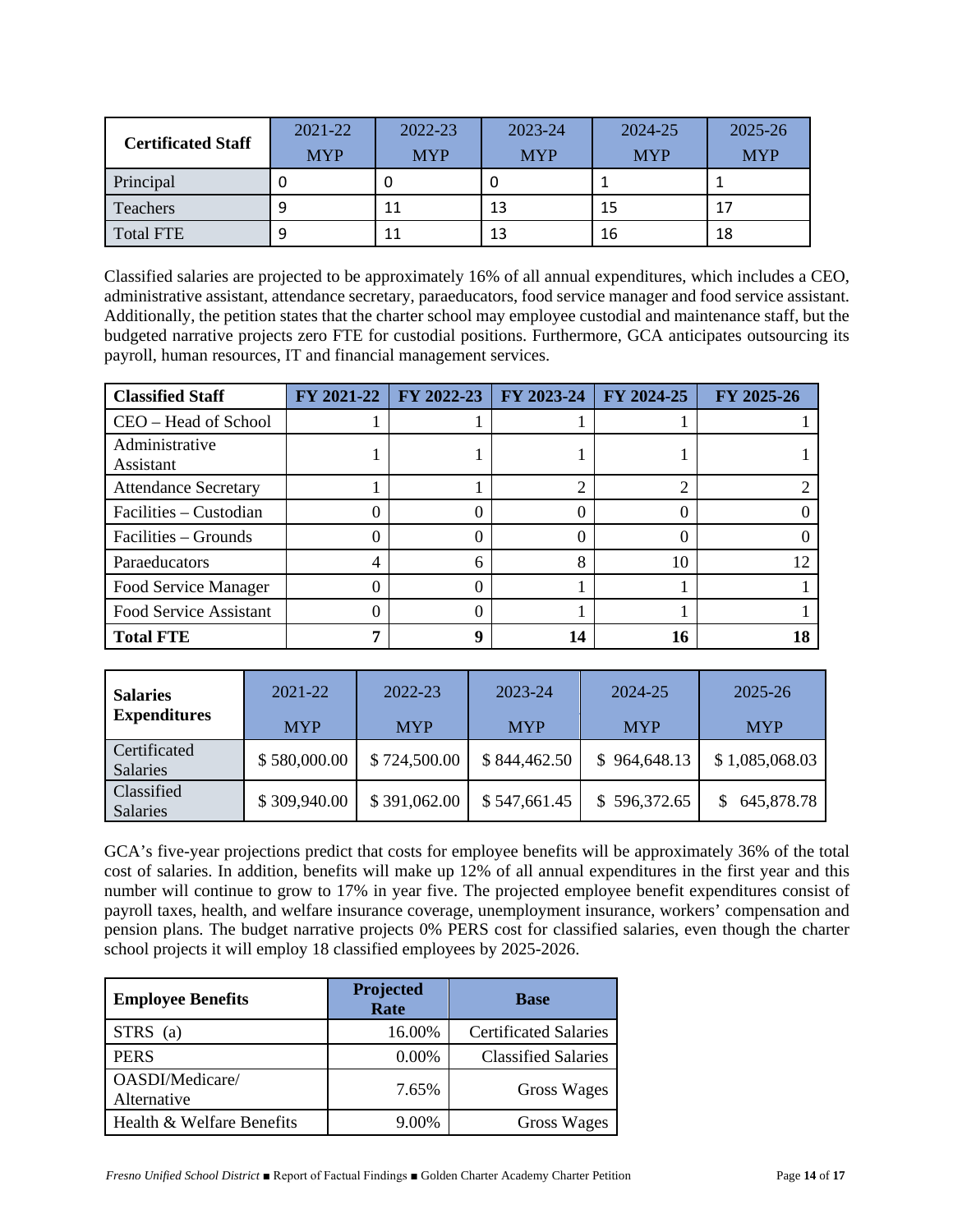| Certificated Staff | 2021-22 MYP | 2022-23 MYP | 2023-24 MYP | 2024-25 MYP | 2025-26 MYP |
|---|---|---|---|---|---|
| Principal | 0 | 0 | 0 | 1 | 1 |
| Teachers | 9 | 11 | 13 | 15 | 17 |
| Total FTE | 9 | 11 | 13 | 16 | 18 |

Classified salaries are projected to be approximately 16% of all annual expenditures, which includes a CEO, administrative assistant, attendance secretary, paraeducators, food service manager and food service assistant. Additionally, the petition states that the charter school may employee custodial and maintenance staff, but the budgeted narrative projects zero FTE for custodial positions. Furthermore, GCA anticipates outsourcing its payroll, human resources, IT and financial management services.

| Classified Staff | FY 2021-22 | FY 2022-23 | FY 2023-24 | FY 2024-25 | FY 2025-26 |
|---|---|---|---|---|---|
| CEO – Head of School | 1 | 1 | 1 | 1 | 1 |
| Administrative Assistant | 1 | 1 | 1 | 1 | 1 |
| Attendance Secretary | 1 | 1 | 2 | 2 | 2 |
| Facilities – Custodian | 0 | 0 | 0 | 0 | 0 |
| Facilities – Grounds | 0 | 0 | 0 | 0 | 0 |
| Paraeducators | 4 | 6 | 8 | 10 | 12 |
| Food Service Manager | 0 | 0 | 1 | 1 | 1 |
| Food Service Assistant | 0 | 0 | 1 | 1 | 1 |
| **Total FTE** | **7** | **9** | **14** | **16** | **18** |

| Salaries Expenditures | 2021-22 MYP | 2022-23 MYP | 2023-24 MYP | 2024-25 MYP | 2025-26 MYP |
|---|---|---|---|---|---|
| Certificated Salaries | $ 580,000.00 | $ 724,500.00 | $ 844,462.50 | $ 964,648.13 | $ 1,085,068.03 |
| Classified Salaries | $ 309,940.00 | $ 391,062.00 | $ 547,661.45 | $ 596,372.65 | $ 645,878.78 |

GCA's five-year projections predict that costs for employee benefits will be approximately 36% of the total cost of salaries. In addition, benefits will make up 12% of all annual expenditures in the first year and this number will continue to grow to 17% in year five. The projected employee benefit expenditures consist of payroll taxes, health, and welfare insurance coverage, unemployment insurance, workers' compensation and pension plans. The budget narrative projects 0% PERS cost for classified salaries, even though the charter school projects it will employ 18 classified employees by 2025-2026.

| Employee Benefits | Projected Rate | Base |
|---|---|---|
| STRS (a) | 16.00% | Certificated Salaries |
| PERS | 0.00% | Classified Salaries |
| OASDI/Medicare/ Alternative | 7.65% | Gross Wages |
| Health & Welfare Benefits | 9.00% | Gross Wages |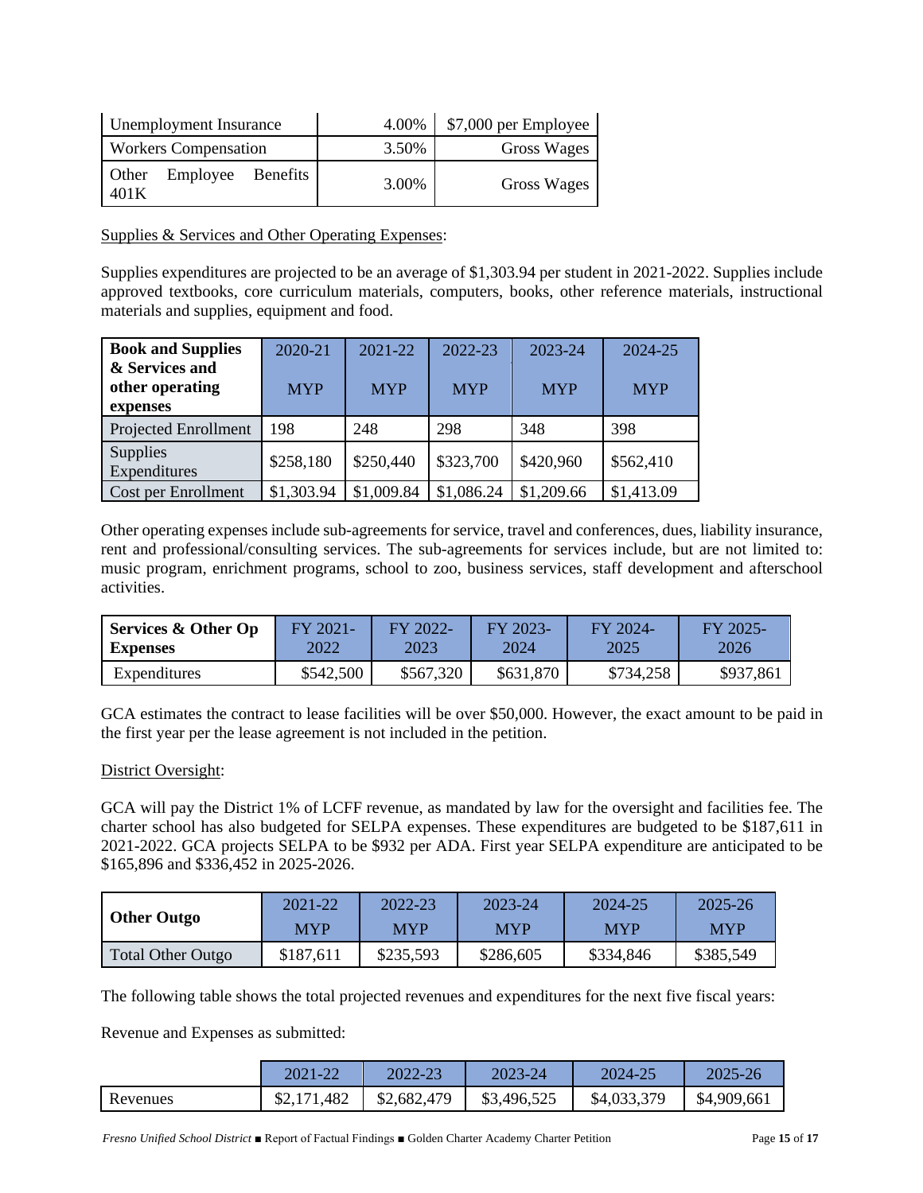| Unemployment Insurance | 4.00% | $7,000 per Employee |
|---|---|---|
| Workers Compensation | 3.50% | Gross Wages |
| Other Employee Benefits 401K | 3.00% | Gross Wages |

Supplies & Services and Other Operating Expenses:

Supplies expenditures are projected to be an average of $1,303.94 per student in 2021-2022. Supplies include approved textbooks, core curriculum materials, computers, books, other reference materials, instructional materials and supplies, equipment and food.

| Book and Supplies & Services and other operating expenses | 2020-21 MYP | 2021-22 MYP | 2022-23 MYP | 2023-24 MYP | 2024-25 MYP |
|---|---|---|---|---|---|
| Projected Enrollment | 198 | 248 | 298 | 348 | 398 |
| Supplies Expenditures | $258,180 | $250,440 | $323,700 | $420,960 | $562,410 |
| Cost per Enrollment | $1,303.94 | $1,009.84 | $1,086.24 | $1,209.66 | $1,413.09 |

Other operating expenses include sub-agreements for service, travel and conferences, dues, liability insurance, rent and professional/consulting services. The sub-agreements for services include, but are not limited to: music program, enrichment programs, school to zoo, business services, staff development and afterschool activities.

| Services & Other Op Expenses | FY 2021-2022 | FY 2022-2023 | FY 2023-2024 | FY 2024-2025 | FY 2025-2026 |
|---|---|---|---|---|---|
| Expenditures | $542,500 | $567,320 | $631,870 | $734,258 | $937,861 |

GCA estimates the contract to lease facilities will be over $50,000. However, the exact amount to be paid in the first year per the lease agreement is not included in the petition.

District Oversight:

GCA will pay the District 1% of LCFF revenue, as mandated by law for the oversight and facilities fee. The charter school has also budgeted for SELPA expenses. These expenditures are budgeted to be $187,611 in 2021-2022. GCA projects SELPA to be $932 per ADA. First year SELPA expenditure are anticipated to be $165,896 and $336,452 in 2025-2026.

| Other Outgo | 2021-22 MYP | 2022-23 MYP | 2023-24 MYP | 2024-25 MYP | 2025-26 MYP |
|---|---|---|---|---|---|
| Total Other Outgo | $187,611 | $235,593 | $286,605 | $334,846 | $385,549 |

The following table shows the total projected revenues and expenditures for the next five fiscal years:

Revenue and Expenses as submitted:

| | 2021-22 | 2022-23 | 2023-24 | 2024-25 | 2025-26 |
|---|---|---|---|---|---|
| Revenues | $2,171,482 | $2,682,479 | $3,496,525 | $4,033,379 | $4,909,661 |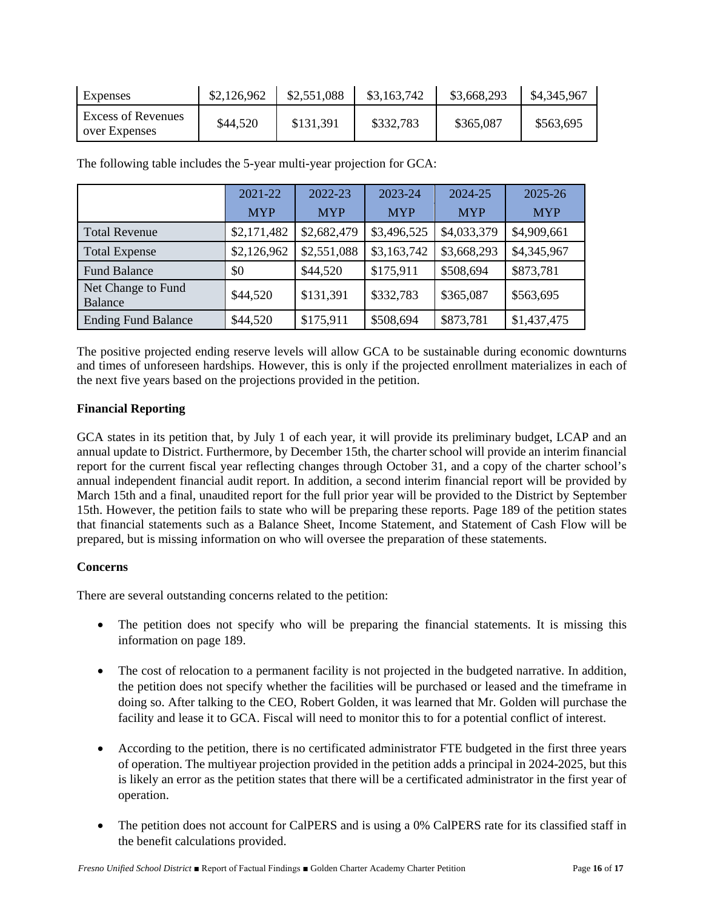| | | | | | |
|---|---|---|---|---|---|
| Expenses | $2,126,962 | $2,551,088 | $3,163,742 | $3,668,293 | $4,345,967 |
| Excess of Revenues over Expenses | $44,520 | $131,391 | $332,783 | $365,087 | $563,695 |

The following table includes the 5-year multi-year projection for GCA:

| | 2021-22 MYP | 2022-23 MYP | 2023-24 MYP | 2024-25 MYP | 2025-26 MYP |
|---|---|---|---|---|---|
| Total Revenue | $2,171,482 | $2,682,479 | $3,496,525 | $4,033,379 | $4,909,661 |
| Total Expense | $2,126,962 | $2,551,088 | $3,163,742 | $3,668,293 | $4,345,967 |
| Fund Balance | $0 | $44,520 | $175,911 | $508,694 | $873,781 |
| Net Change to Fund Balance | $44,520 | $131,391 | $332,783 | $365,087 | $563,695 |
| Ending Fund Balance | $44,520 | $175,911 | $508,694 | $873,781 | $1,437,475 |

The positive projected ending reserve levels will allow GCA to be sustainable during economic downturns and times of unforeseen hardships. However, this is only if the projected enrollment materializes in each of the next five years based on the projections provided in the petition.

**Financial Reporting**

GCA states in its petition that, by July 1 of each year, it will provide its preliminary budget, LCAP and an annual update to District. Furthermore, by December 15th, the charter school will provide an interim financial report for the current fiscal year reflecting changes through October 31, and a copy of the charter school's annual independent financial audit report. In addition, a second interim financial report will be provided by March 15th and a final, unaudited report for the full prior year will be provided to the District by September 15th. However, the petition fails to state who will be preparing these reports. Page 189 of the petition states that financial statements such as a Balance Sheet, Income Statement, and Statement of Cash Flow will be prepared, but is missing information on who will oversee the preparation of these statements.

**Concerns**

There are several outstanding concerns related to the petition:

- The petition does not specify who will be preparing the financial statements. It is missing this information on page 189.
- The cost of relocation to a permanent facility is not projected in the budgeted narrative. In addition, the petition does not specify whether the facilities will be purchased or leased and the timeframe in doing so. After talking to the CEO, Robert Golden, it was learned that Mr. Golden will purchase the facility and lease it to GCA. Fiscal will need to monitor this to for a potential conflict of interest.
- According to the petition, there is no certificated administrator FTE budgeted in the first three years of operation. The multiyear projection provided in the petition adds a principal in 2024-2025, but this is likely an error as the petition states that there will be a certificated administrator in the first year of operation.
- The petition does not account for CalPERS and is using a 0% CalPERS rate for its classified staff in the benefit calculations provided.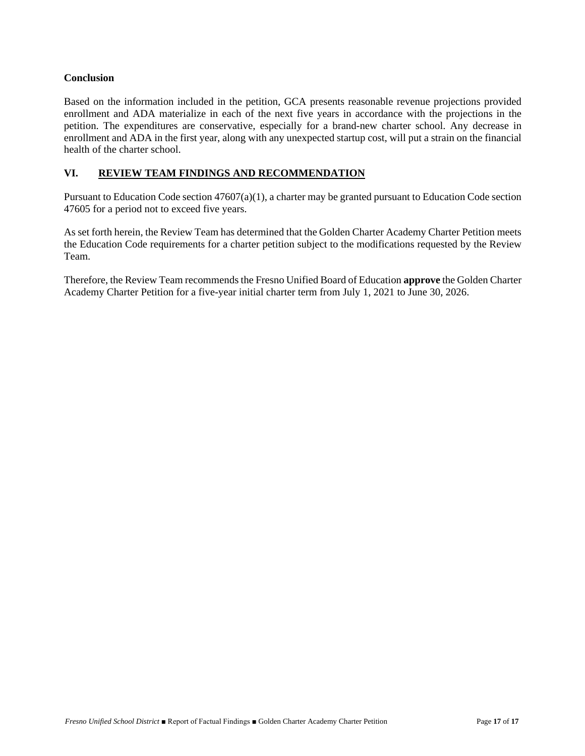**Conclusion**

Based on the information included in the petition, GCA presents reasonable revenue projections provided enrollment and ADA materialize in each of the next five years in accordance with the projections in the petition. The expenditures are conservative, especially for a brand-new charter school. Any decrease in enrollment and ADA in the first year, along with any unexpected startup cost, will put a strain on the financial health of the charter school.

## VI. REVIEW TEAM FINDINGS AND RECOMMENDATION

Pursuant to Education Code section 47607(a)(1), a charter may be granted pursuant to Education Code section 47605 for a period not to exceed five years.

As set forth herein, the Review Team has determined that the Golden Charter Academy Charter Petition meets the Education Code requirements for a charter petition subject to the modifications requested by the Review Team.

Therefore, the Review Team recommends the Fresno Unified Board of Education **approve** the Golden Charter Academy Charter Petition for a five-year initial charter term from July 1, 2021 to June 30, 2026.